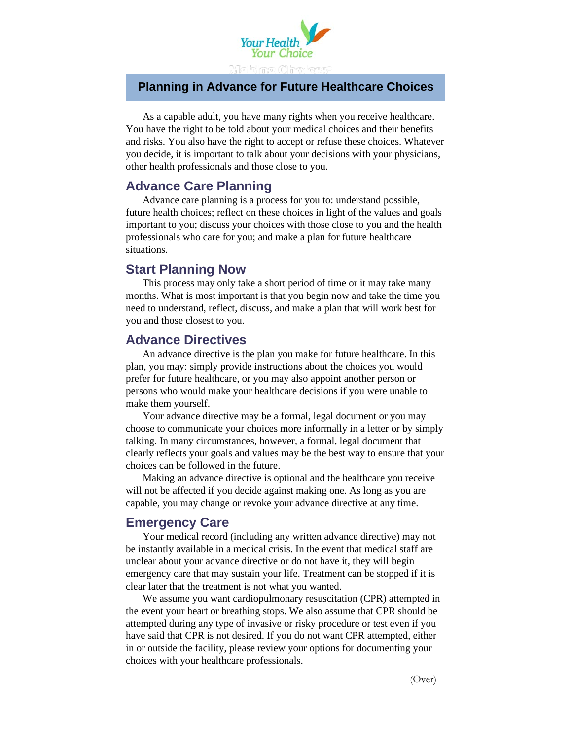Your Health Your Choice

# Planning in Advance for Future Healthcare Choices

As a capable adult, you have many rights when you receive healthcare. You have the right to be told about your medical choices and their benefits and risks. You also have the right to accept or refuse these choices. Whatever you decide, it is important to talk about your decisions with your physicians, other health professionals and those close to you.

## Advance Care Planning

Advance care planning is a process for you to: understand possible, future health choices; reflect on these choices in light of the values and goals important to you; discuss your choices with those close to you and the health professionals who care for you; and make a plan for future healthcare situations.

## Start Planning Now

This process may only take a short period of time or it may take many months. What is most important is that you begin now and take the time you need to understand, reflect, discuss, and make a plan that will work best for you and those closest to you.

## Advance Directives

An advance directive is the plan you make for future healthcare. In this plan, you may: simply provide instructions about the choices you would prefer for future healthcare, or you may also appoint another person or persons who would make your healthcare decisions if you were unable to make them yourself.

Your advance directive may be a formal, legal document or you may choose to communicate your choices more informally in a letter or by simply talking. In many circumstances, however, a formal, legal document that clearly reflects your goals and values may be the best way to ensure that your choices can be followed in the future.

Making an advance directive is optional and the healthcare you receive will not be affected if you decide against making one. As long as you are capable, you may change or revoke your advance directive at any time.

## Emergency Care

Your medical record (including any written advance directive) may not be instantly available in a medical crisis. In the event that medical staff are unclear about your advance directive or do not have it, they will begin emergency care that may sustain your life. Treatment can be stopped if it is clear later that the treatment is not what you wanted.

We assume you want cardiopulmonary resuscitation (CPR) attempted in the event your heart or breathing stops. We also assume that CPR should be attempted during any type of invasive or risky procedure or test even if you have said that CPR is not desired. If you do not want CPR attempted, either in or outside the facility, please review your options for documenting your choices with your healthcare professionals.

(Over)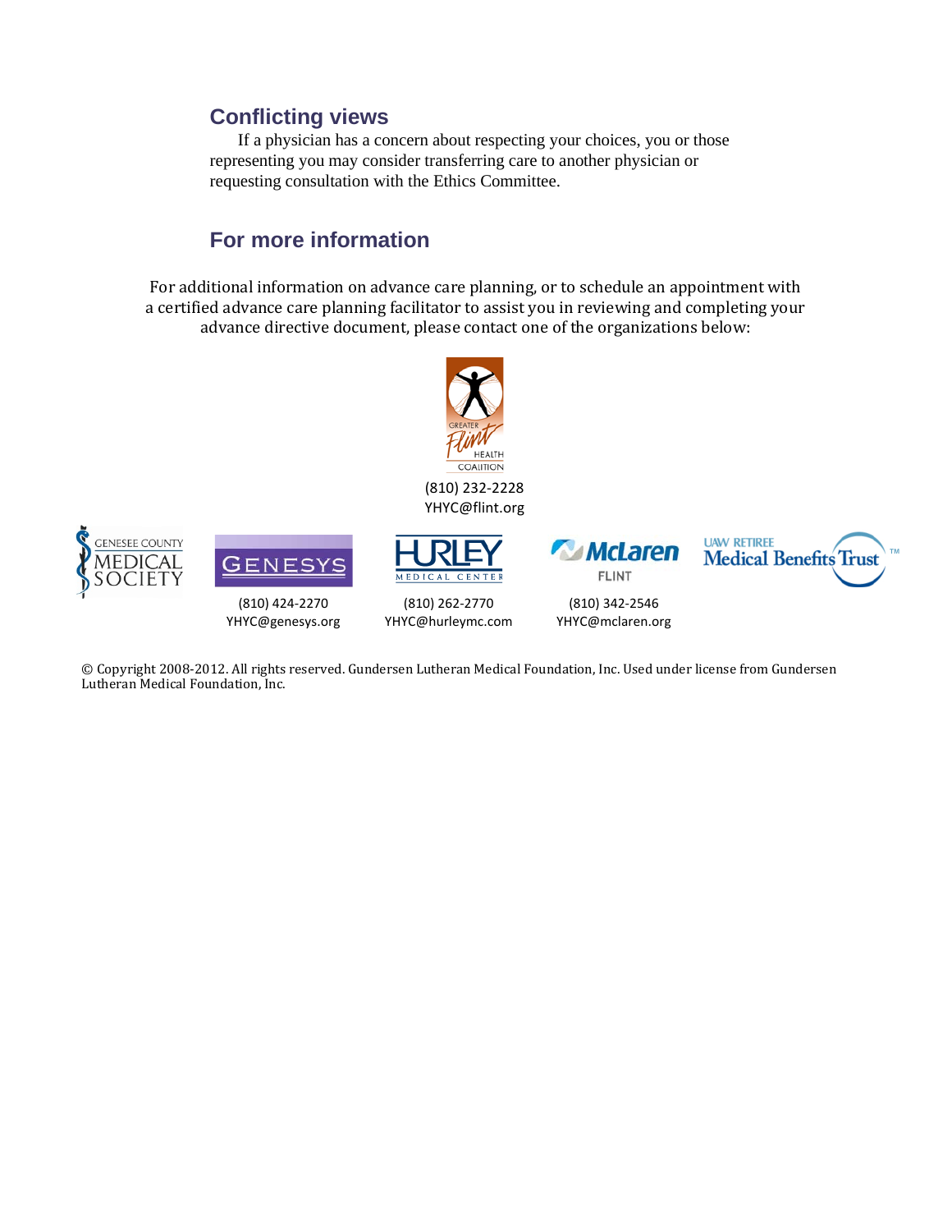## Conflicting views

If a physician has a concern about respecting your choices, you or those representing you may consider transferring care to another physician or requesting consultation with the Ethics Committee.

## For more information

For additional information on advance care planning, or to schedule an appointment with a certified advance care planning facilitator to assist you in reviewing and completing your advance directive document, please contact one of the organizations below:

Greater Flint Health Coalition
(810) 232-2228
YHYC@flint.org

Genesee County Medical Society

Genesys
(810) 424-2270
YHYC@genesys.org

Hurley Medical Center
(810) 262-2770
YHYC@hurleymc.com

McLaren Flint
(810) 342-2546
YHYC@mclaren.org

UAW Retiree Medical Benefits Trust

© Copyright 2008-2012. All rights reserved. Gundersen Lutheran Medical Foundation, Inc. Used under license from Gundersen Lutheran Medical Foundation, Inc.